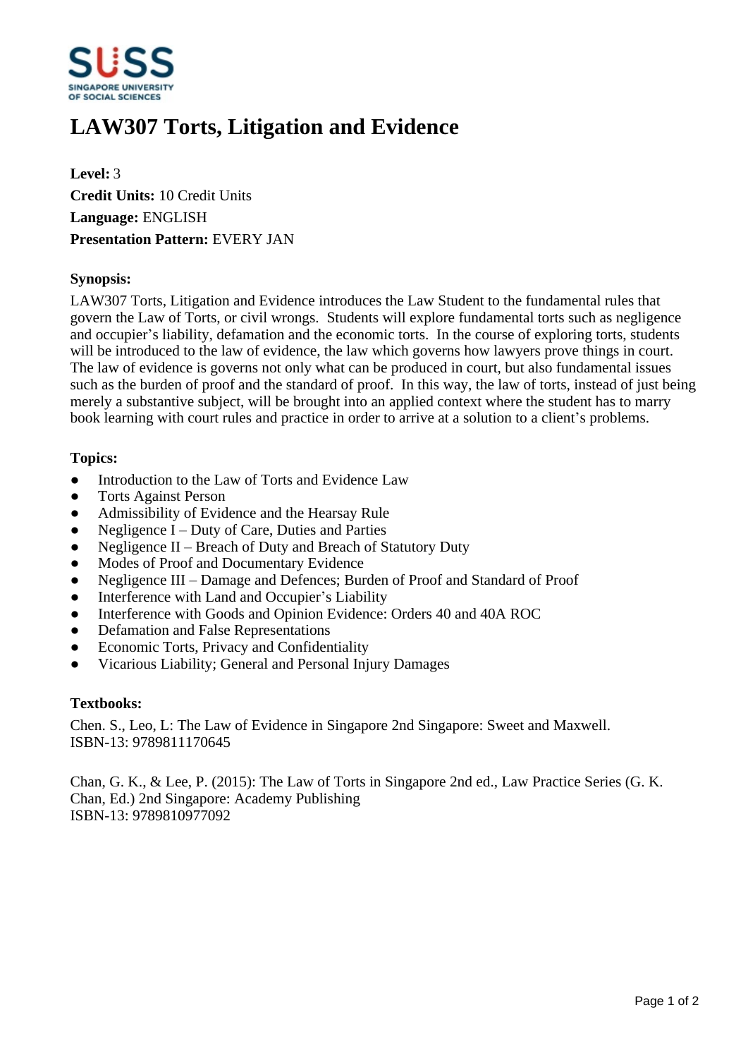# LAW307 Torts, Litigation and Evidence

**Level:** 3
**Credit Units:** 10 Credit Units
**Language:** ENGLISH
**Presentation Pattern:** EVERY JAN

**Synopsis:**

LAW307 Torts, Litigation and Evidence introduces the Law Student to the fundamental rules that govern the Law of Torts, or civil wrongs. Students will explore fundamental torts such as negligence and occupier's liability, defamation and the economic torts. In the course of exploring torts, students will be introduced to the law of evidence, the law which governs how lawyers prove things in court. The law of evidence is governs not only what can be produced in court, but also fundamental issues such as the burden of proof and the standard of proof. In this way, the law of torts, instead of just being merely a substantive subject, will be brought into an applied context where the student has to marry book learning with court rules and practice in order to arrive at a solution to a client's problems.

**Topics:**

- Introduction to the Law of Torts and Evidence Law
- Torts Against Person
- Admissibility of Evidence and the Hearsay Rule
- Negligence I – Duty of Care, Duties and Parties
- Negligence II – Breach of Duty and Breach of Statutory Duty
- Modes of Proof and Documentary Evidence
- Negligence III – Damage and Defences; Burden of Proof and Standard of Proof
- Interference with Land and Occupier's Liability
- Interference with Goods and Opinion Evidence: Orders 40 and 40A ROC
- Defamation and False Representations
- Economic Torts, Privacy and Confidentiality
- Vicarious Liability; General and Personal Injury Damages

**Textbooks:**

Chen. S., Leo, L: The Law of Evidence in Singapore 2nd Singapore: Sweet and Maxwell.
ISBN-13: 9789811170645

Chan, G. K., & Lee, P. (2015): The Law of Torts in Singapore 2nd ed., Law Practice Series (G. K. Chan, Ed.) 2nd Singapore: Academy Publishing
ISBN-13: 9789810977092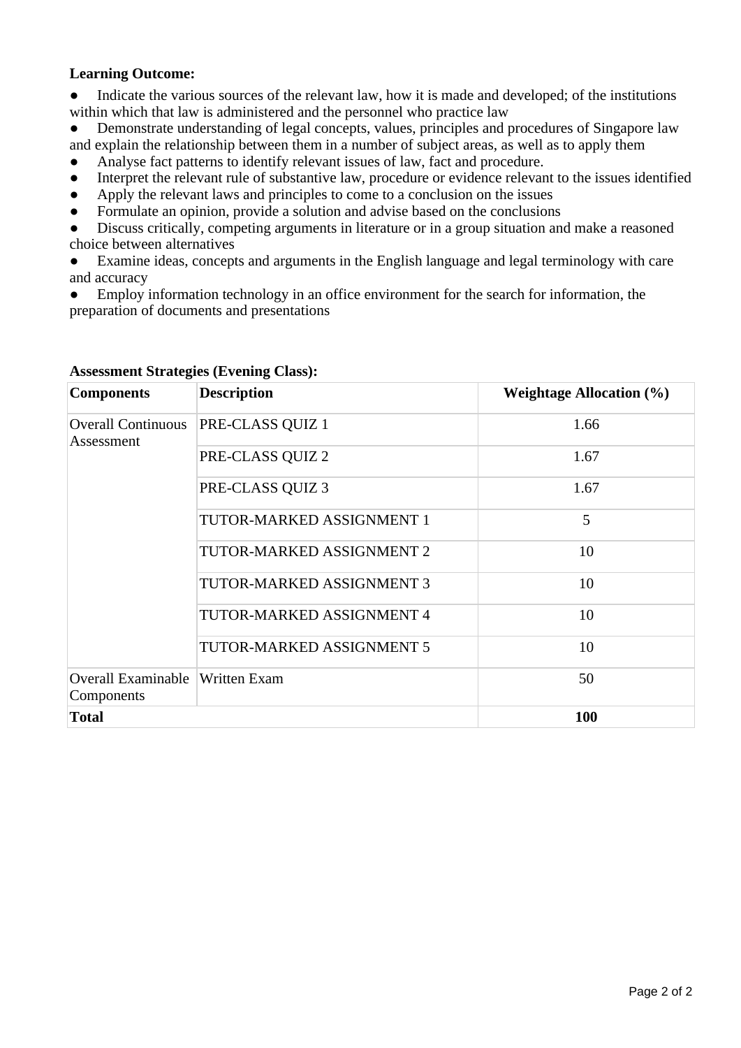**Learning Outcome:**

- Indicate the various sources of the relevant law, how it is made and developed; of the institutions within which that law is administered and the personnel who practice law
- Demonstrate understanding of legal concepts, values, principles and procedures of Singapore law and explain the relationship between them in a number of subject areas, as well as to apply them
- Analyse fact patterns to identify relevant issues of law, fact and procedure.
- Interpret the relevant rule of substantive law, procedure or evidence relevant to the issues identified
- Apply the relevant laws and principles to come to a conclusion on the issues
- Formulate an opinion, provide a solution and advise based on the conclusions
- Discuss critically, competing arguments in literature or in a group situation and make a reasoned choice between alternatives
- Examine ideas, concepts and arguments in the English language and legal terminology with care and accuracy
- Employ information technology in an office environment for the search for information, the preparation of documents and presentations

**Assessment Strategies (Evening Class):**

| Components | Description | Weightage Allocation (%) |
|---|---|---|
| Overall Continuous Assessment | PRE-CLASS QUIZ 1 | 1.66 |
| | PRE-CLASS QUIZ 2 | 1.67 |
| | PRE-CLASS QUIZ 3 | 1.67 |
| | TUTOR-MARKED ASSIGNMENT 1 | 5 |
| | TUTOR-MARKED ASSIGNMENT 2 | 10 |
| | TUTOR-MARKED ASSIGNMENT 3 | 10 |
| | TUTOR-MARKED ASSIGNMENT 4 | 10 |
| | TUTOR-MARKED ASSIGNMENT 5 | 10 |
| Overall Examinable Components | Written Exam | 50 |
| **Total** | | **100** |